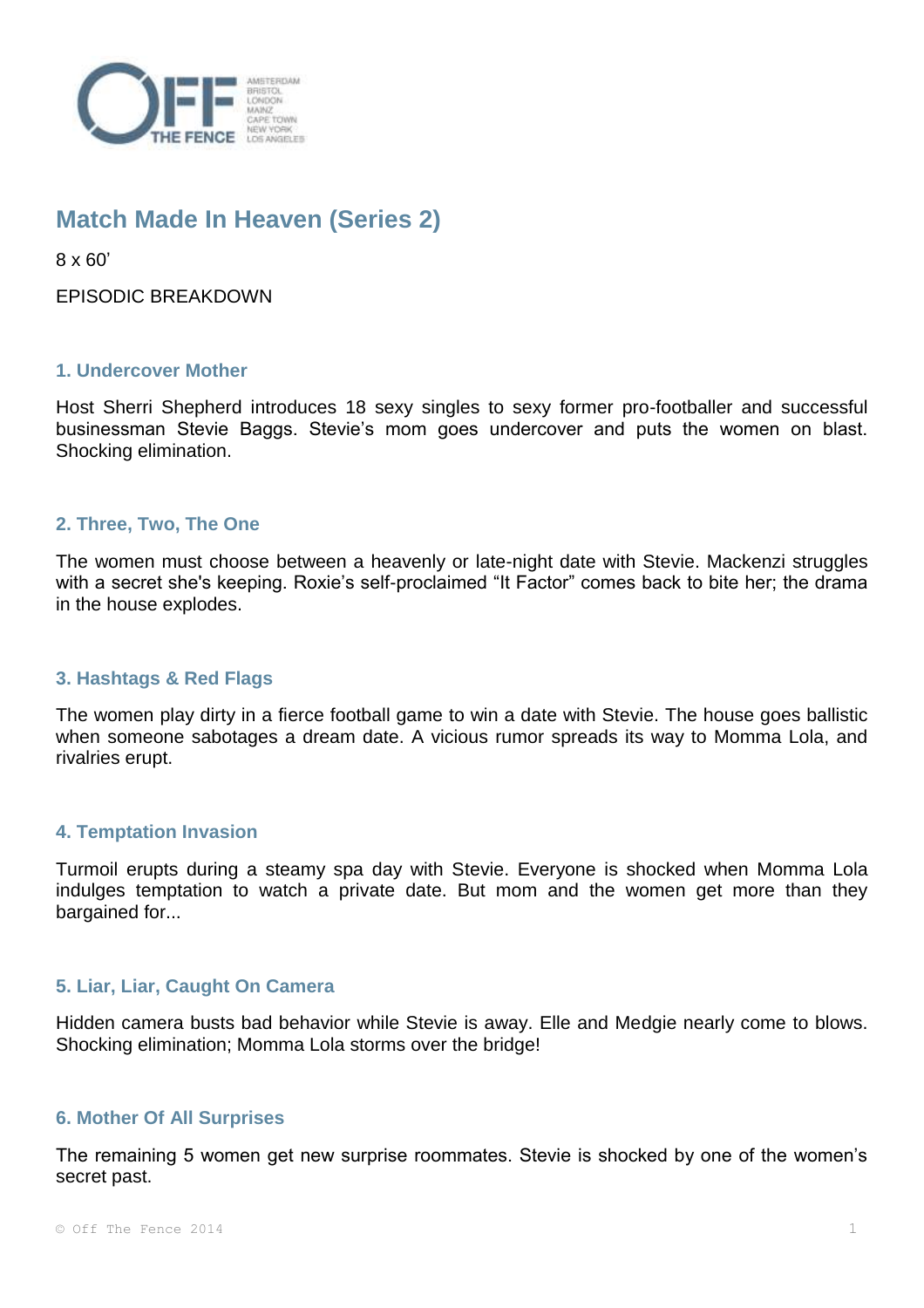# Match Made In Heaven (Series 2)

8 x 60'

EPISODIC BREAKDOWN

### 1. Undercover Mother

Host Sherri Shepherd introduces 18 sexy singles to sexy former pro-footballer and successful businessman Stevie Baggs. Stevie's mom goes undercover and puts the women on blast. Shocking elimination.

### 2. Three, Two, The One

The women must choose between a heavenly or late-night date with Stevie. Mackenzi struggles with a secret she's keeping. Roxie's self-proclaimed "It Factor" comes back to bite her; the drama in the house explodes.

### 3. Hashtags & Red Flags

The women play dirty in a fierce football game to win a date with Stevie. The house goes ballistic when someone sabotages a dream date. A vicious rumor spreads its way to Momma Lola, and rivalries erupt.

### 4. Temptation Invasion

Turmoil erupts during a steamy spa day with Stevie. Everyone is shocked when Momma Lola indulges temptation to watch a private date. But mom and the women get more than they bargained for...

### 5. Liar, Liar, Caught On Camera

Hidden camera busts bad behavior while Stevie is away. Elle and Medgie nearly come to blows. Shocking elimination; Momma Lola storms over the bridge!

### 6. Mother Of All Surprises

The remaining 5 women get new surprise roommates. Stevie is shocked by one of the women's secret past.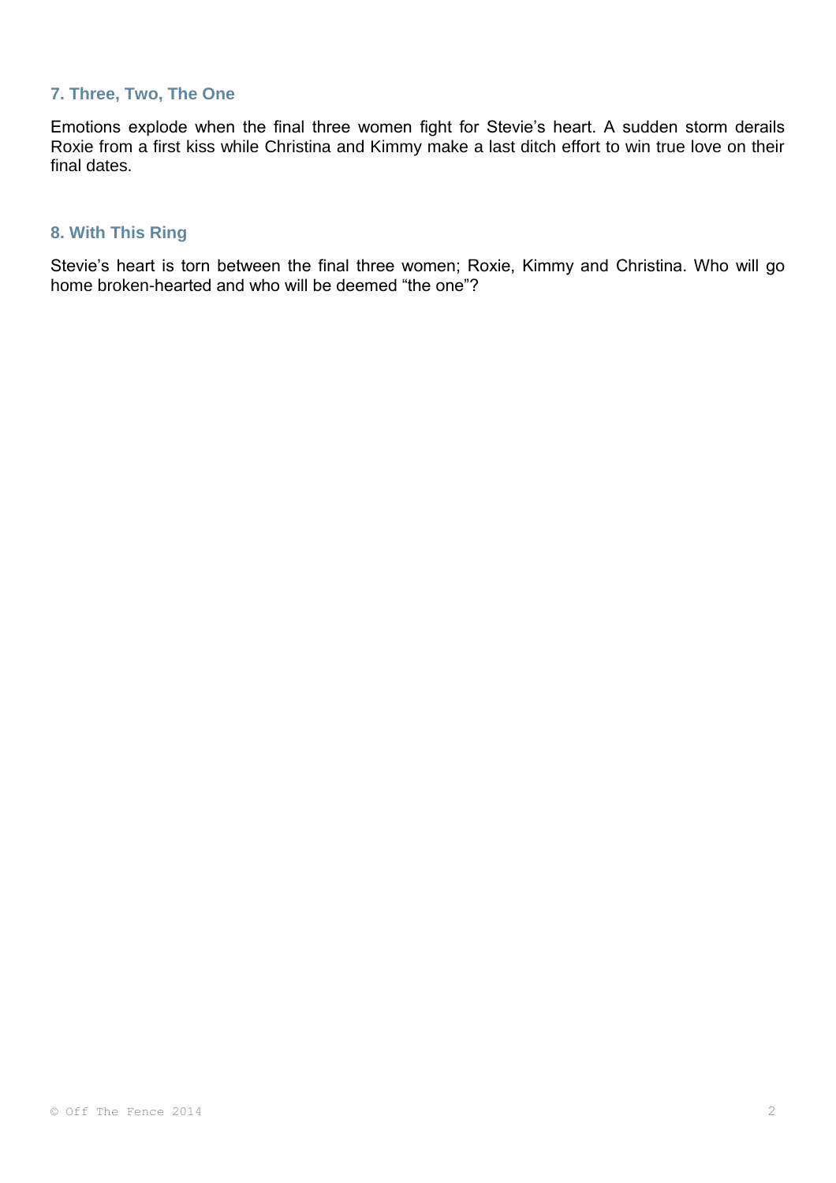### 7. Three, Two, The One

Emotions explode when the final three women fight for Stevie's heart. A sudden storm derails Roxie from a first kiss while Christina and Kimmy make a last ditch effort to win true love on their final dates.

### 8. With This Ring

Stevie's heart is torn between the final three women; Roxie, Kimmy and Christina. Who will go home broken-hearted and who will be deemed "the one"?